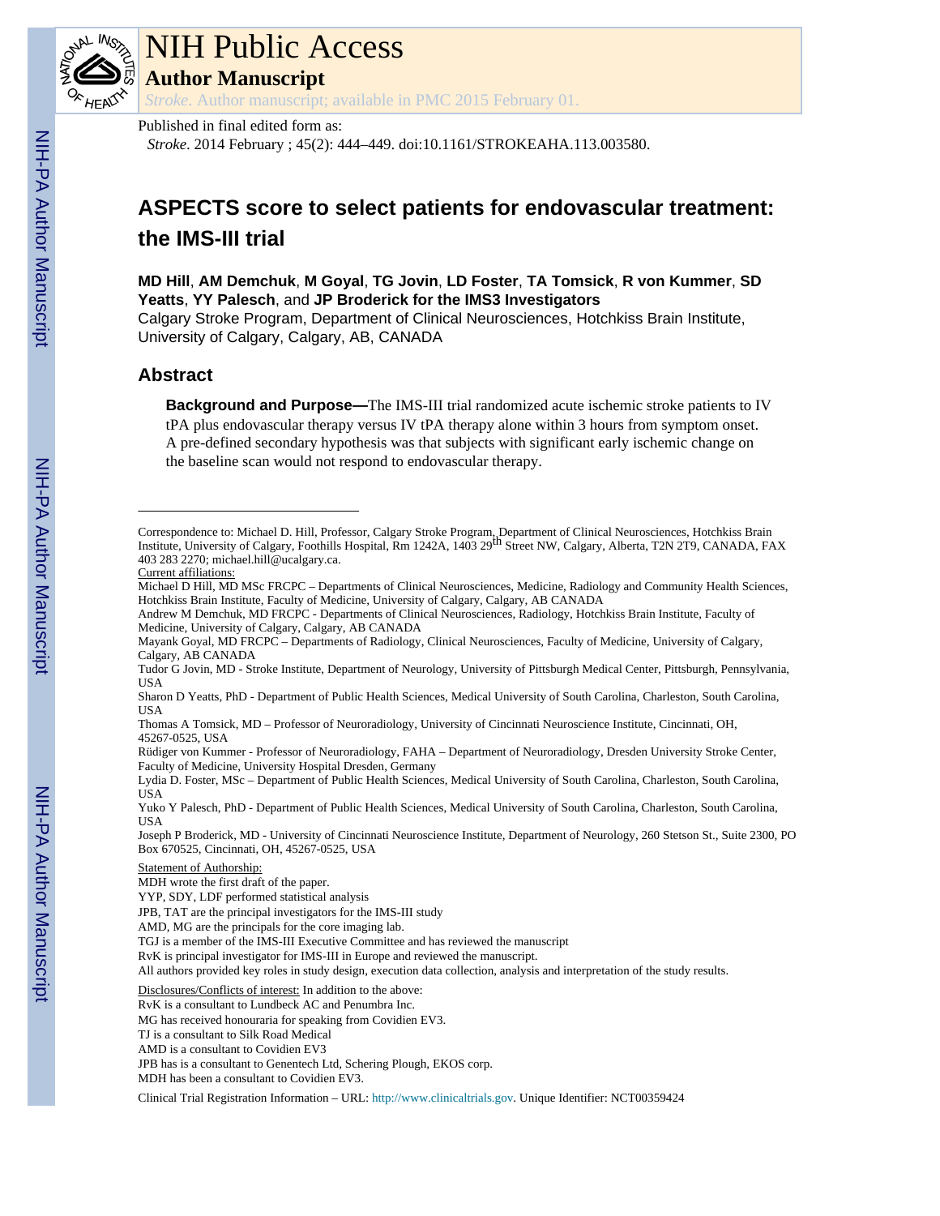Published in final edited form as:

*Stroke*. 2014 February ; 45(2): 444–449. doi:10.1161/STROKEAHA.113.003580.

# ASPECTS score to select patients for endovascular treatment: the IMS-III trial

**MD Hill**, **AM Demchuk**, **M Goyal**, **TG Jovin**, **LD Foster**, **TA Tomsick**, **R von Kummer**, **SD Yeatts**, **YY Palesch**, and **JP Broderick for the IMS3 Investigators**

Calgary Stroke Program, Department of Clinical Neurosciences, Hotchkiss Brain Institute, University of Calgary, Calgary, AB, CANADA

## Abstract

**Background and Purpose—**The IMS-III trial randomized acute ischemic stroke patients to IV tPA plus endovascular therapy versus IV tPA therapy alone within 3 hours from symptom onset. A pre-defined secondary hypothesis was that subjects with significant early ischemic change on the baseline scan would not respond to endovascular therapy.

---

Correspondence to: Michael D. Hill, Professor, Calgary Stroke Program, Department of Clinical Neurosciences, Hotchkiss Brain Institute, University of Calgary, Foothills Hospital, Rm 1242A, 1403 29th Street NW, Calgary, Alberta, T2N 2T9, CANADA, FAX 403 283 2270; michael.hill@ucalgary.ca.

Current affiliations:

Michael D Hill, MD MSc FRCPC – Departments of Clinical Neurosciences, Medicine, Radiology and Community Health Sciences, Hotchkiss Brain Institute, Faculty of Medicine, University of Calgary, Calgary, AB CANADA

Andrew M Demchuk, MD FRCPC - Departments of Clinical Neurosciences, Radiology, Hotchkiss Brain Institute, Faculty of Medicine, University of Calgary, Calgary, AB CANADA

Mayank Goyal, MD FRCPC – Departments of Radiology, Clinical Neurosciences, Faculty of Medicine, University of Calgary, Calgary, AB CANADA

Tudor G Jovin, MD - Stroke Institute, Department of Neurology, University of Pittsburgh Medical Center, Pittsburgh, Pennsylvania, USA

Sharon D Yeatts, PhD - Department of Public Health Sciences, Medical University of South Carolina, Charleston, South Carolina, USA

Thomas A Tomsick, MD – Professor of Neuroradiology, University of Cincinnati Neuroscience Institute, Cincinnati, OH, 45267-0525, USA

Rüdiger von Kummer - Professor of Neuroradiology, FAHA – Department of Neuroradiology, Dresden University Stroke Center, Faculty of Medicine, University Hospital Dresden, Germany

Lydia D. Foster, MSc – Department of Public Health Sciences, Medical University of South Carolina, Charleston, South Carolina, USA

Yuko Y Palesch, PhD - Department of Public Health Sciences, Medical University of South Carolina, Charleston, South Carolina, USA

Joseph P Broderick, MD - University of Cincinnati Neuroscience Institute, Department of Neurology, 260 Stetson St., Suite 2300, PO Box 670525, Cincinnati, OH, 45267-0525, USA

Statement of Authorship:

MDH wrote the first draft of the paper.

YYP, SDY, LDF performed statistical analysis

JPB, TAT are the principal investigators for the IMS-III study

AMD, MG are the principals for the core imaging lab.

TGJ is a member of the IMS-III Executive Committee and has reviewed the manuscript

RvK is principal investigator for IMS-III in Europe and reviewed the manuscript.

All authors provided key roles in study design, execution data collection, analysis and interpretation of the study results.

Disclosures/Conflicts of interest: In addition to the above:

RvK is a consultant to Lundbeck AC and Penumbra Inc.

MG has received honouraria for speaking from Covidien EV3.

TJ is a consultant to Silk Road Medical

AMD is a consultant to Covidien EV3

JPB has is a consultant to Genentech Ltd, Schering Plough, EKOS corp.

MDH has been a consultant to Covidien EV3.

Clinical Trial Registration Information – URL: http://www.clinicaltrials.gov. Unique Identifier: NCT00359424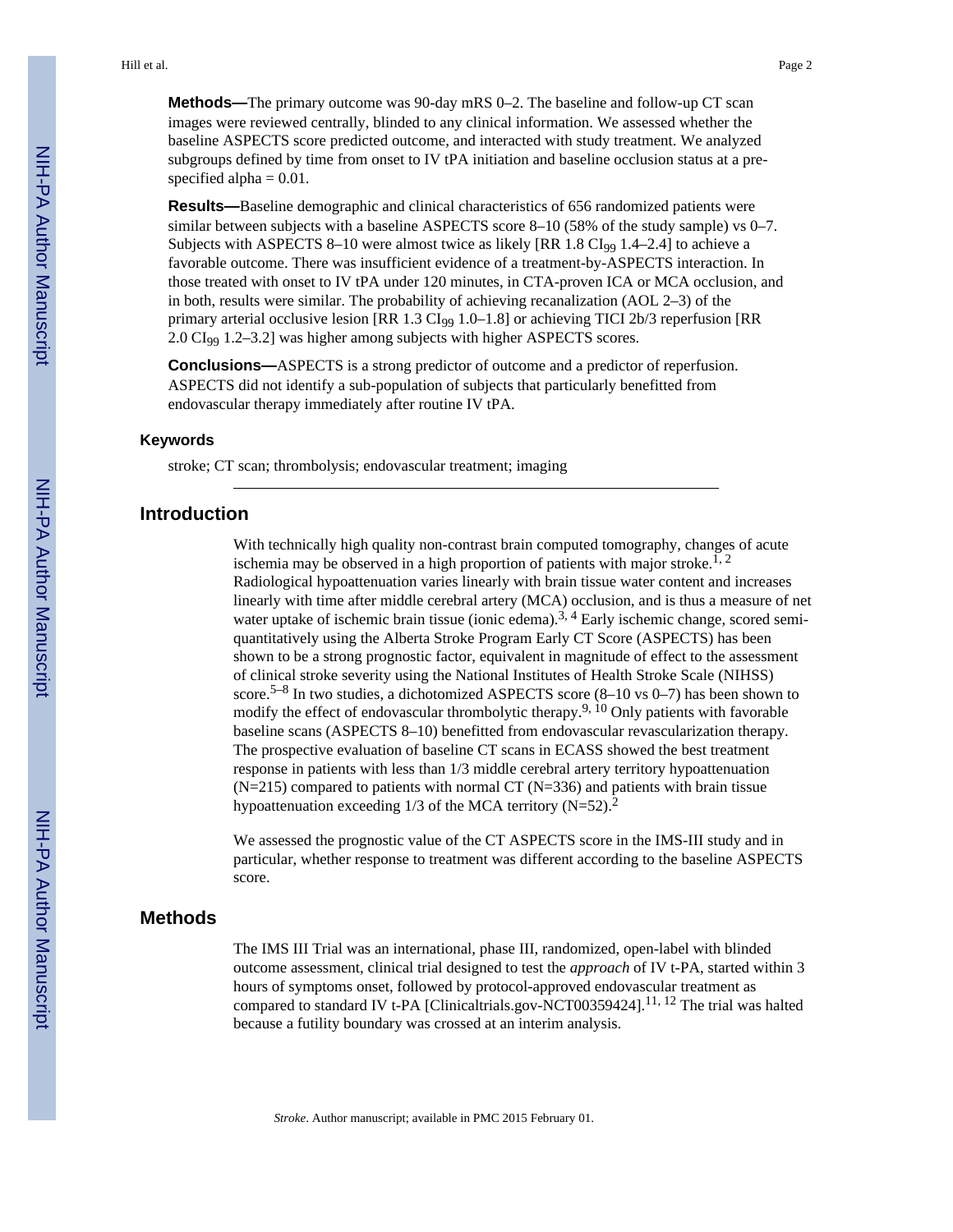**Methods—**The primary outcome was 90-day mRS 0–2. The baseline and follow-up CT scan images were reviewed centrally, blinded to any clinical information. We assessed whether the baseline ASPECTS score predicted outcome, and interacted with study treatment. We analyzed subgroups defined by time from onset to IV tPA initiation and baseline occlusion status at a pre-specified alpha = 0.01.

**Results—**Baseline demographic and clinical characteristics of 656 randomized patients were similar between subjects with a baseline ASPECTS score 8–10 (58% of the study sample) vs 0–7. Subjects with ASPECTS 8–10 were almost twice as likely [RR 1.8 $CI_{99}$ 1.4–2.4] to achieve a favorable outcome. There was insufficient evidence of a treatment-by-ASPECTS interaction. In those treated with onset to IV tPA under 120 minutes, in CTA-proven ICA or MCA occlusion, and in both, results were similar. The probability of achieving recanalization (AOL 2–3) of the primary arterial occlusive lesion [RR 1.3 $CI_{99}$ 1.0–1.8] or achieving TICI 2b/3 reperfusion [RR 2.0 $CI_{99}$ 1.2–3.2] was higher among subjects with higher ASPECTS scores.

**Conclusions—**ASPECTS is a strong predictor of outcome and a predictor of reperfusion. ASPECTS did not identify a sub-population of subjects that particularly benefitted from endovascular therapy immediately after routine IV tPA.

### Keywords

stroke; CT scan; thrombolysis; endovascular treatment; imaging

## Introduction

With technically high quality non-contrast brain computed tomography, changes of acute ischemia may be observed in a high proportion of patients with major stroke.[1, 2] Radiological hypoattenuation varies linearly with brain tissue water content and increases linearly with time after middle cerebral artery (MCA) occlusion, and is thus a measure of net water uptake of ischemic brain tissue (ionic edema).[3, 4] Early ischemic change, scored semi-quantitatively using the Alberta Stroke Program Early CT Score (ASPECTS) has been shown to be a strong prognostic factor, equivalent in magnitude of effect to the assessment of clinical stroke severity using the National Institutes of Health Stroke Scale (NIHSS) score.[5–8] In two studies, a dichotomized ASPECTS score (8–10 vs 0–7) has been shown to modify the effect of endovascular thrombolytic therapy.[9, 10] Only patients with favorable baseline scans (ASPECTS 8–10) benefitted from endovascular revascularization therapy. The prospective evaluation of baseline CT scans in ECASS showed the best treatment response in patients with less than 1/3 middle cerebral artery territory hypoattenuation (N=215) compared to patients with normal CT (N=336) and patients with brain tissue hypoattenuation exceeding 1/3 of the MCA territory (N=52).[2]

We assessed the prognostic value of the CT ASPECTS score in the IMS-III study and in particular, whether response to treatment was different according to the baseline ASPECTS score.

## Methods

The IMS III Trial was an international, phase III, randomized, open-label with blinded outcome assessment, clinical trial designed to test the *approach* of IV t-PA, started within 3 hours of symptoms onset, followed by protocol-approved endovascular treatment as compared to standard IV t-PA [Clinicaltrials.gov-NCT00359424].[11, 12] The trial was halted because a futility boundary was crossed at an interim analysis.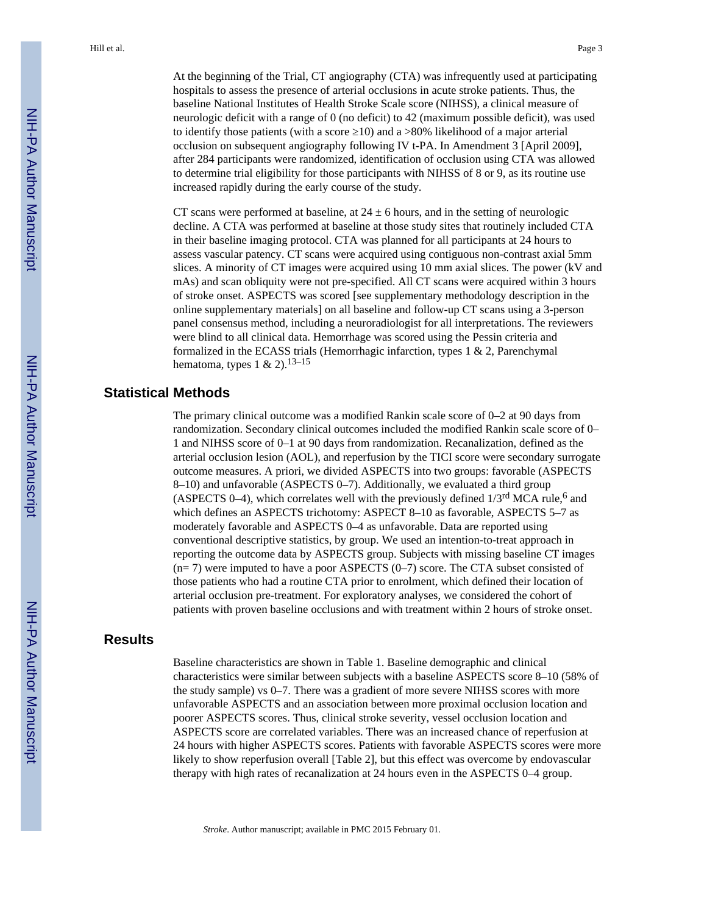At the beginning of the Trial, CT angiography (CTA) was infrequently used at participating hospitals to assess the presence of arterial occlusions in acute stroke patients. Thus, the baseline National Institutes of Health Stroke Scale score (NIHSS), a clinical measure of neurologic deficit with a range of 0 (no deficit) to 42 (maximum possible deficit), was used to identify those patients (with a score ≥10) and a >80% likelihood of a major arterial occlusion on subsequent angiography following IV t-PA. In Amendment 3 [April 2009], after 284 participants were randomized, identification of occlusion using CTA was allowed to determine trial eligibility for those participants with NIHSS of 8 or 9, as its routine use increased rapidly during the early course of the study.

CT scans were performed at baseline, at 24 ± 6 hours, and in the setting of neurologic decline. A CTA was performed at baseline at those study sites that routinely included CTA in their baseline imaging protocol. CTA was planned for all participants at 24 hours to assess vascular patency. CT scans were acquired using contiguous non-contrast axial 5mm slices. A minority of CT images were acquired using 10 mm axial slices. The power (kV and mAs) and scan obliquity were not pre-specified. All CT scans were acquired within 3 hours of stroke onset. ASPECTS was scored [see supplementary methodology description in the online supplementary materials] on all baseline and follow-up CT scans using a 3-person panel consensus method, including a neuroradiologist for all interpretations. The reviewers were blind to all clinical data. Hemorrhage was scored using the Pessin criteria and formalized in the ECASS trials (Hemorrhagic infarction, types 1 & 2, Parenchymal hematoma, types 1 & 2).[13–15]

## Statistical Methods

The primary clinical outcome was a modified Rankin scale score of 0–2 at 90 days from randomization. Secondary clinical outcomes included the modified Rankin scale score of 0–1 and NIHSS score of 0–1 at 90 days from randomization. Recanalization, defined as the arterial occlusion lesion (AOL), and reperfusion by the TICI score were secondary surrogate outcome measures. A priori, we divided ASPECTS into two groups: favorable (ASPECTS 8–10) and unfavorable (ASPECTS 0–7). Additionally, we evaluated a third group (ASPECTS 0–4), which correlates well with the previously defined 1/3rd MCA rule,[6] and which defines an ASPECTS trichotomy: ASPECT 8–10 as favorable, ASPECTS 5–7 as moderately favorable and ASPECTS 0–4 as unfavorable. Data are reported using conventional descriptive statistics, by group. We used an intention-to-treat approach in reporting the outcome data by ASPECTS group. Subjects with missing baseline CT images (n= 7) were imputed to have a poor ASPECTS (0–7) score. The CTA subset consisted of those patients who had a routine CTA prior to enrolment, which defined their location of arterial occlusion pre-treatment. For exploratory analyses, we considered the cohort of patients with proven baseline occlusions and with treatment within 2 hours of stroke onset.

## Results

Baseline characteristics are shown in Table 1. Baseline demographic and clinical characteristics were similar between subjects with a baseline ASPECTS score 8–10 (58% of the study sample) vs 0–7. There was a gradient of more severe NIHSS scores with more unfavorable ASPECTS and an association between more proximal occlusion location and poorer ASPECTS scores. Thus, clinical stroke severity, vessel occlusion location and ASPECTS score are correlated variables. There was an increased chance of reperfusion at 24 hours with higher ASPECTS scores. Patients with favorable ASPECTS scores were more likely to show reperfusion overall [Table 2], but this effect was overcome by endovascular therapy with high rates of recanalization at 24 hours even in the ASPECTS 0–4 group.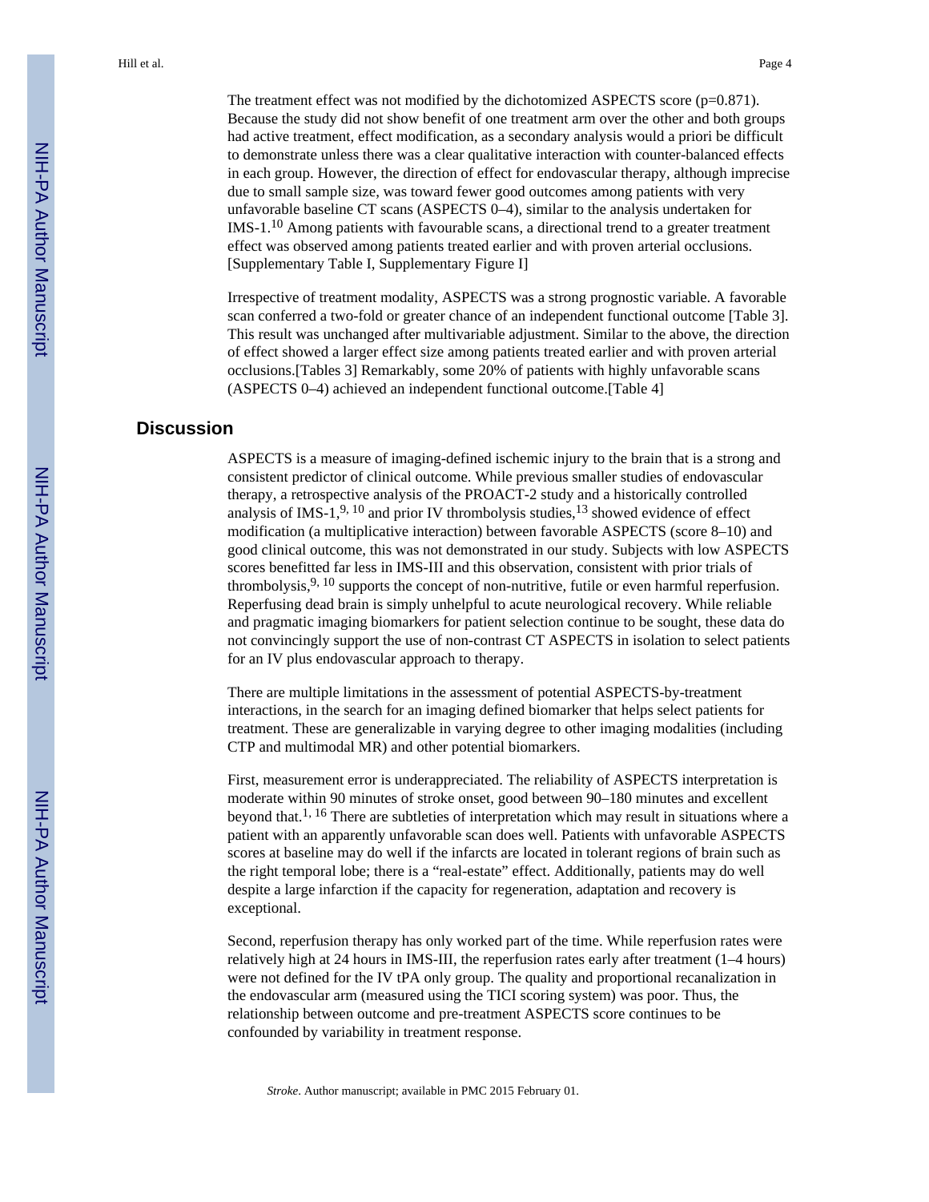The treatment effect was not modified by the dichotomized ASPECTS score (p=0.871). Because the study did not show benefit of one treatment arm over the other and both groups had active treatment, effect modification, as a secondary analysis would a priori be difficult to demonstrate unless there was a clear qualitative interaction with counter-balanced effects in each group. However, the direction of effect for endovascular therapy, although imprecise due to small sample size, was toward fewer good outcomes among patients with very unfavorable baseline CT scans (ASPECTS 0–4), similar to the analysis undertaken for IMS-1.[10] Among patients with favourable scans, a directional trend to a greater treatment effect was observed among patients treated earlier and with proven arterial occlusions. [Supplementary Table I, Supplementary Figure I]

Irrespective of treatment modality, ASPECTS was a strong prognostic variable. A favorable scan conferred a two-fold or greater chance of an independent functional outcome [Table 3]. This result was unchanged after multivariable adjustment. Similar to the above, the direction of effect showed a larger effect size among patients treated earlier and with proven arterial occlusions.[Tables 3] Remarkably, some 20% of patients with highly unfavorable scans (ASPECTS 0–4) achieved an independent functional outcome.[Table 4]

## Discussion

ASPECTS is a measure of imaging-defined ischemic injury to the brain that is a strong and consistent predictor of clinical outcome. While previous smaller studies of endovascular therapy, a retrospective analysis of the PROACT-2 study and a historically controlled analysis of IMS-1,[9, 10] and prior IV thrombolysis studies,[13] showed evidence of effect modification (a multiplicative interaction) between favorable ASPECTS (score 8–10) and good clinical outcome, this was not demonstrated in our study. Subjects with low ASPECTS scores benefitted far less in IMS-III and this observation, consistent with prior trials of thrombolysis,[9, 10] supports the concept of non-nutritive, futile or even harmful reperfusion. Reperfusing dead brain is simply unhelpful to acute neurological recovery. While reliable and pragmatic imaging biomarkers for patient selection continue to be sought, these data do not convincingly support the use of non-contrast CT ASPECTS in isolation to select patients for an IV plus endovascular approach to therapy.

There are multiple limitations in the assessment of potential ASPECTS-by-treatment interactions, in the search for an imaging defined biomarker that helps select patients for treatment. These are generalizable in varying degree to other imaging modalities (including CTP and multimodal MR) and other potential biomarkers.

First, measurement error is underappreciated. The reliability of ASPECTS interpretation is moderate within 90 minutes of stroke onset, good between 90–180 minutes and excellent beyond that.[1, 16] There are subtleties of interpretation which may result in situations where a patient with an apparently unfavorable scan does well. Patients with unfavorable ASPECTS scores at baseline may do well if the infarcts are located in tolerant regions of brain such as the right temporal lobe; there is a "real-estate" effect. Additionally, patients may do well despite a large infarction if the capacity for regeneration, adaptation and recovery is exceptional.

Second, reperfusion therapy has only worked part of the time. While reperfusion rates were relatively high at 24 hours in IMS-III, the reperfusion rates early after treatment (1–4 hours) were not defined for the IV tPA only group. The quality and proportional recanalization in the endovascular arm (measured using the TICI scoring system) was poor. Thus, the relationship between outcome and pre-treatment ASPECTS score continues to be confounded by variability in treatment response.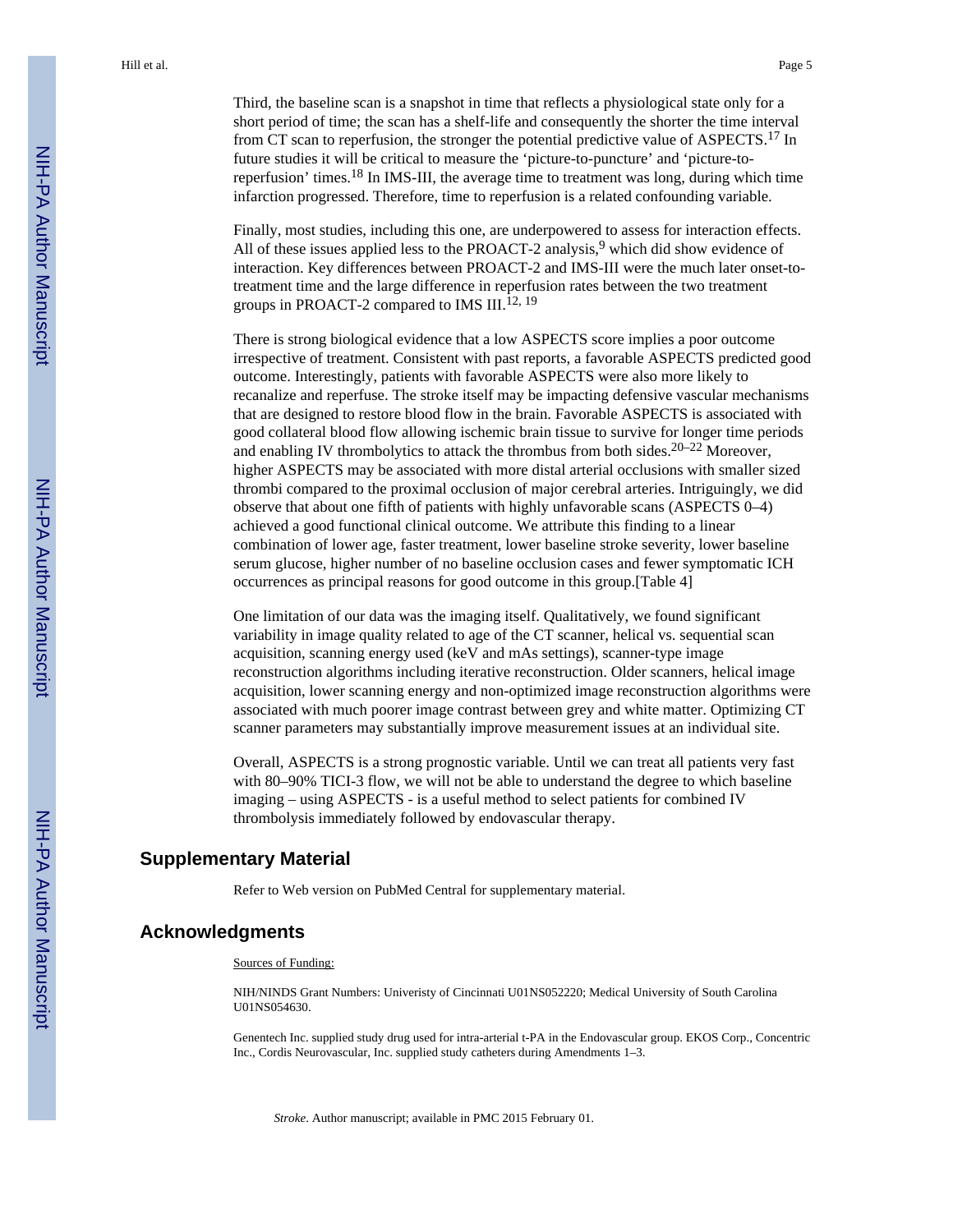Third, the baseline scan is a snapshot in time that reflects a physiological state only for a short period of time; the scan has a shelf-life and consequently the shorter the time interval from CT scan to reperfusion, the stronger the potential predictive value of ASPECTS.[17] In future studies it will be critical to measure the 'picture-to-puncture' and 'picture-to-reperfusion' times.[18] In IMS-III, the average time to treatment was long, during which time infarction progressed. Therefore, time to reperfusion is a related confounding variable.

Finally, most studies, including this one, are underpowered to assess for interaction effects. All of these issues applied less to the PROACT-2 analysis,[9] which did show evidence of interaction. Key differences between PROACT-2 and IMS-III were the much later onset-to-treatment time and the large difference in reperfusion rates between the two treatment groups in PROACT-2 compared to IMS III.[12, 19]

There is strong biological evidence that a low ASPECTS score implies a poor outcome irrespective of treatment. Consistent with past reports, a favorable ASPECTS predicted good outcome. Interestingly, patients with favorable ASPECTS were also more likely to recanalize and reperfuse. The stroke itself may be impacting defensive vascular mechanisms that are designed to restore blood flow in the brain. Favorable ASPECTS is associated with good collateral blood flow allowing ischemic brain tissue to survive for longer time periods and enabling IV thrombolytics to attack the thrombus from both sides.[20–22] Moreover, higher ASPECTS may be associated with more distal arterial occlusions with smaller sized thrombi compared to the proximal occlusion of major cerebral arteries. Intriguingly, we did observe that about one fifth of patients with highly unfavorable scans (ASPECTS 0–4) achieved a good functional clinical outcome. We attribute this finding to a linear combination of lower age, faster treatment, lower baseline stroke severity, lower baseline serum glucose, higher number of no baseline occlusion cases and fewer symptomatic ICH occurrences as principal reasons for good outcome in this group.[Table 4]

One limitation of our data was the imaging itself. Qualitatively, we found significant variability in image quality related to age of the CT scanner, helical vs. sequential scan acquisition, scanning energy used (keV and mAs settings), scanner-type image reconstruction algorithms including iterative reconstruction. Older scanners, helical image acquisition, lower scanning energy and non-optimized image reconstruction algorithms were associated with much poorer image contrast between grey and white matter. Optimizing CT scanner parameters may substantially improve measurement issues at an individual site.

Overall, ASPECTS is a strong prognostic variable. Until we can treat all patients very fast with 80–90% TICI-3 flow, we will not be able to understand the degree to which baseline imaging – using ASPECTS - is a useful method to select patients for combined IV thrombolysis immediately followed by endovascular therapy.

## Supplementary Material

Refer to Web version on PubMed Central for supplementary material.

## Acknowledgments

Sources of Funding:

NIH/NINDS Grant Numbers: Univeristy of Cincinnati U01NS052220; Medical University of South Carolina U01NS054630.

Genentech Inc. supplied study drug used for intra-arterial t-PA in the Endovascular group. EKOS Corp., Concentric Inc., Cordis Neurovascular, Inc. supplied study catheters during Amendments 1–3.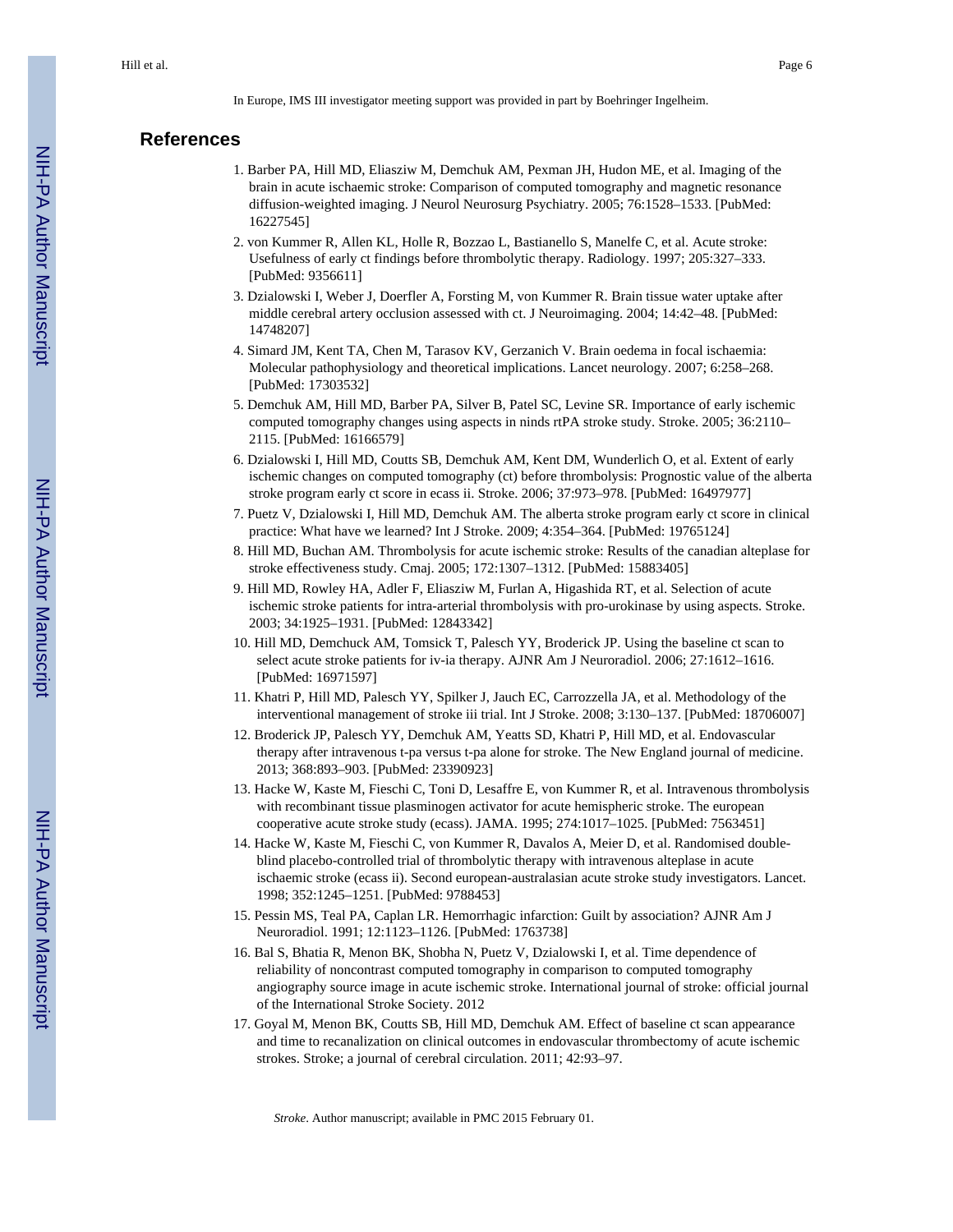In Europe, IMS III investigator meeting support was provided in part by Boehringer Ingelheim.

## References

1. Barber PA, Hill MD, Eliasziw M, Demchuk AM, Pexman JH, Hudon ME, et al. Imaging of the brain in acute ischaemic stroke: Comparison of computed tomography and magnetic resonance diffusion-weighted imaging. J Neurol Neurosurg Psychiatry. 2005; 76:1528–1533. [PubMed: 16227545]
2. von Kummer R, Allen KL, Holle R, Bozzao L, Bastianello S, Manelfe C, et al. Acute stroke: Usefulness of early ct findings before thrombolytic therapy. Radiology. 1997; 205:327–333. [PubMed: 9356611]
3. Dzialowski I, Weber J, Doerfler A, Forsting M, von Kummer R. Brain tissue water uptake after middle cerebral artery occlusion assessed with ct. J Neuroimaging. 2004; 14:42–48. [PubMed: 14748207]
4. Simard JM, Kent TA, Chen M, Tarasov KV, Gerzanich V. Brain oedema in focal ischaemia: Molecular pathophysiology and theoretical implications. Lancet neurology. 2007; 6:258–268. [PubMed: 17303532]
5. Demchuk AM, Hill MD, Barber PA, Silver B, Patel SC, Levine SR. Importance of early ischemic computed tomography changes using aspects in ninds rtPA stroke study. Stroke. 2005; 36:2110–2115. [PubMed: 16166579]
6. Dzialowski I, Hill MD, Coutts SB, Demchuk AM, Kent DM, Wunderlich O, et al. Extent of early ischemic changes on computed tomography (ct) before thrombolysis: Prognostic value of the alberta stroke program early ct score in ecass ii. Stroke. 2006; 37:973–978. [PubMed: 16497977]
7. Puetz V, Dzialowski I, Hill MD, Demchuk AM. The alberta stroke program early ct score in clinical practice: What have we learned? Int J Stroke. 2009; 4:354–364. [PubMed: 19765124]
8. Hill MD, Buchan AM. Thrombolysis for acute ischemic stroke: Results of the canadian alteplase for stroke effectiveness study. Cmaj. 2005; 172:1307–1312. [PubMed: 15883405]
9. Hill MD, Rowley HA, Adler F, Eliasziw M, Furlan A, Higashida RT, et al. Selection of acute ischemic stroke patients for intra-arterial thrombolysis with pro-urokinase by using aspects. Stroke. 2003; 34:1925–1931. [PubMed: 12843342]
10. Hill MD, Demchuck AM, Tomsick T, Palesch YY, Broderick JP. Using the baseline ct scan to select acute stroke patients for iv-ia therapy. AJNR Am J Neuroradiol. 2006; 27:1612–1616. [PubMed: 16971597]
11. Khatri P, Hill MD, Palesch YY, Spilker J, Jauch EC, Carrozzella JA, et al. Methodology of the interventional management of stroke iii trial. Int J Stroke. 2008; 3:130–137. [PubMed: 18706007]
12. Broderick JP, Palesch YY, Demchuk AM, Yeatts SD, Khatri P, Hill MD, et al. Endovascular therapy after intravenous t-pa versus t-pa alone for stroke. The New England journal of medicine. 2013; 368:893–903. [PubMed: 23390923]
13. Hacke W, Kaste M, Fieschi C, Toni D, Lesaffre E, von Kummer R, et al. Intravenous thrombolysis with recombinant tissue plasminogen activator for acute hemispheric stroke. The european cooperative acute stroke study (ecass). JAMA. 1995; 274:1017–1025. [PubMed: 7563451]
14. Hacke W, Kaste M, Fieschi C, von Kummer R, Davalos A, Meier D, et al. Randomised double-blind placebo-controlled trial of thrombolytic therapy with intravenous alteplase in acute ischaemic stroke (ecass ii). Second european-australasian acute stroke study investigators. Lancet. 1998; 352:1245–1251. [PubMed: 9788453]
15. Pessin MS, Teal PA, Caplan LR. Hemorrhagic infarction: Guilt by association? AJNR Am J Neuroradiol. 1991; 12:1123–1126. [PubMed: 1763738]
16. Bal S, Bhatia R, Menon BK, Shobha N, Puetz V, Dzialowski I, et al. Time dependence of reliability of noncontrast computed tomography in comparison to computed tomography angiography source image in acute ischemic stroke. International journal of stroke: official journal of the International Stroke Society. 2012
17. Goyal M, Menon BK, Coutts SB, Hill MD, Demchuk AM. Effect of baseline ct scan appearance and time to recanalization on clinical outcomes in endovascular thrombectomy of acute ischemic strokes. Stroke; a journal of cerebral circulation. 2011; 42:93–97.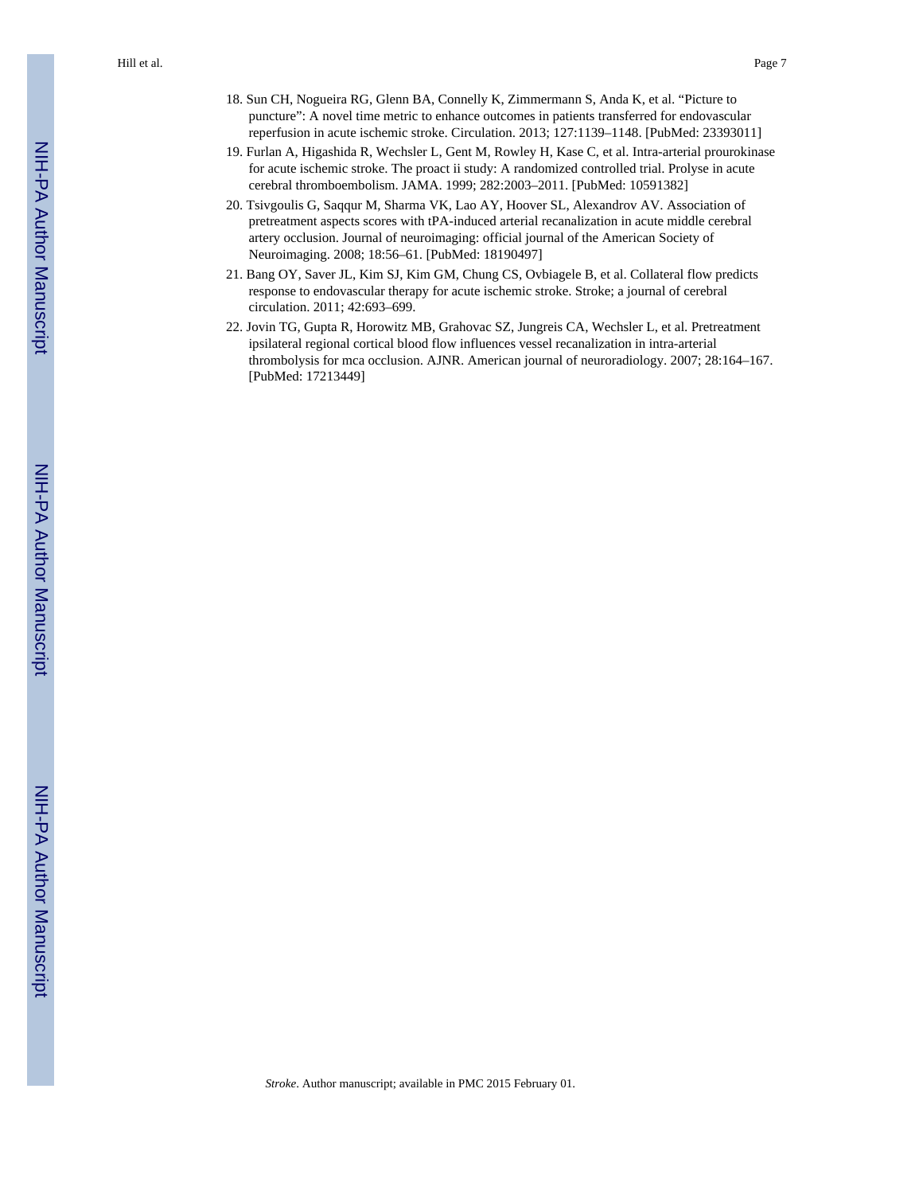18. Sun CH, Nogueira RG, Glenn BA, Connelly K, Zimmermann S, Anda K, et al. "Picture to puncture": A novel time metric to enhance outcomes in patients transferred for endovascular reperfusion in acute ischemic stroke. Circulation. 2013; 127:1139–1148. [PubMed: 23393011]
19. Furlan A, Higashida R, Wechsler L, Gent M, Rowley H, Kase C, et al. Intra-arterial prourokinase for acute ischemic stroke. The proact ii study: A randomized controlled trial. Prolyse in acute cerebral thromboembolism. JAMA. 1999; 282:2003–2011. [PubMed: 10591382]
20. Tsivgoulis G, Saqqur M, Sharma VK, Lao AY, Hoover SL, Alexandrov AV. Association of pretreatment aspects scores with tPA-induced arterial recanalization in acute middle cerebral artery occlusion. Journal of neuroimaging: official journal of the American Society of Neuroimaging. 2008; 18:56–61. [PubMed: 18190497]
21. Bang OY, Saver JL, Kim SJ, Kim GM, Chung CS, Ovbiagele B, et al. Collateral flow predicts response to endovascular therapy for acute ischemic stroke. Stroke; a journal of cerebral circulation. 2011; 42:693–699.
22. Jovin TG, Gupta R, Horowitz MB, Grahovac SZ, Jungreis CA, Wechsler L, et al. Pretreatment ipsilateral regional cortical blood flow influences vessel recanalization in intra-arterial thrombolysis for mca occlusion. AJNR. American journal of neuroradiology. 2007; 28:164–167. [PubMed: 17213449]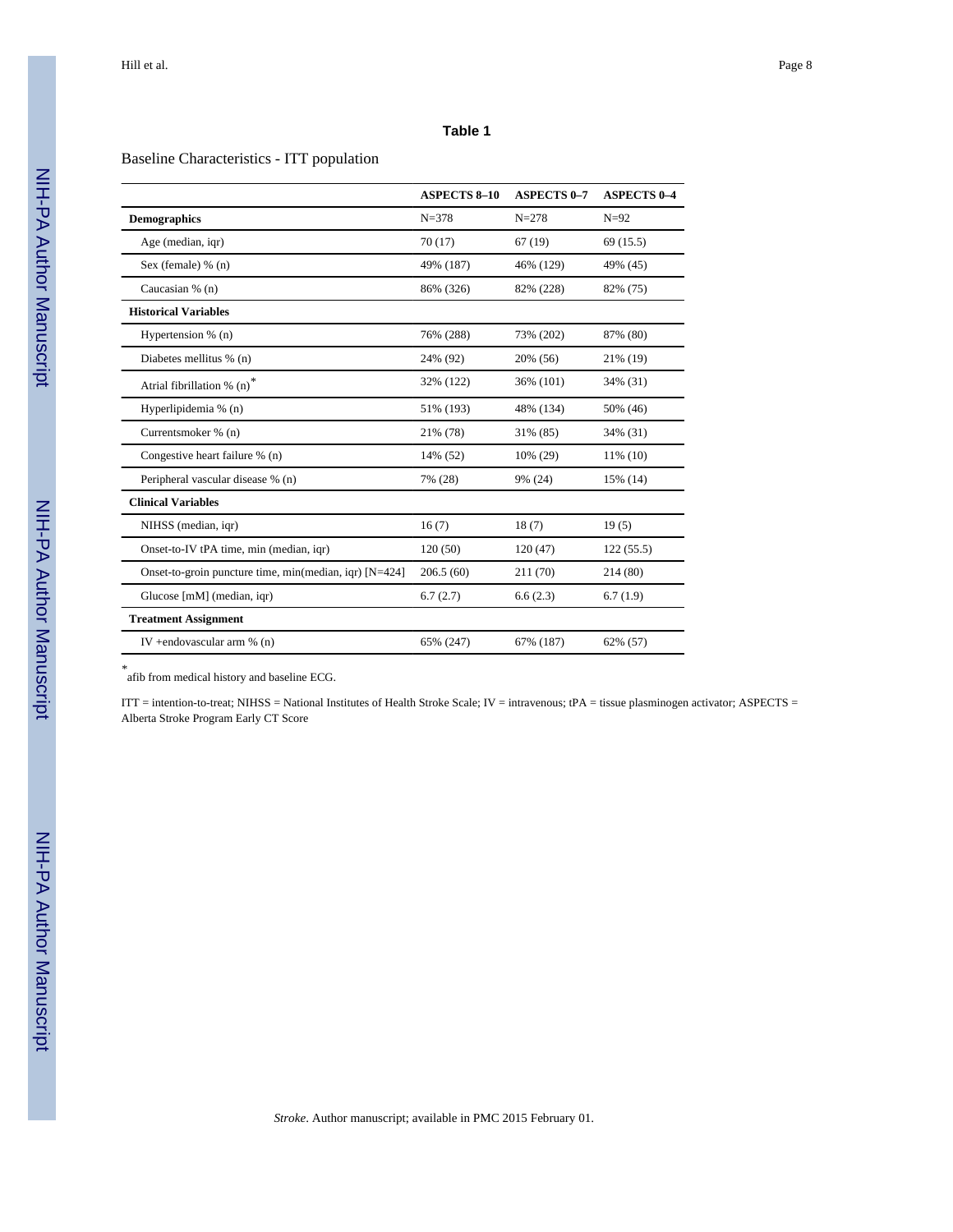**Table 1**

Baseline Characteristics - ITT population

| | ASPECTS 8–10 | ASPECTS 0–7 | ASPECTS 0–4 |
|---|---|---|---|
| **Demographics** | N=378 | N=278 | N=92 |
| Age (median, iqr) | 70 (17) | 67 (19) | 69 (15.5) |
| Sex (female) % (n) | 49% (187) | 46% (129) | 49% (45) |
| Caucasian % (n) | 86% (326) | 82% (228) | 82% (75) |
| **Historical Variables** | | | |
| Hypertension % (n) | 76% (288) | 73% (202) | 87% (80) |
| Diabetes mellitus % (n) | 24% (92) | 20% (56) | 21% (19) |
| Atrial fibrillation % (n)* | 32% (122) | 36% (101) | 34% (31) |
| Hyperlipidemia % (n) | 51% (193) | 48% (134) | 50% (46) |
| Currentsmoker % (n) | 21% (78) | 31% (85) | 34% (31) |
| Congestive heart failure % (n) | 14% (52) | 10% (29) | 11% (10) |
| Peripheral vascular disease % (n) | 7% (28) | 9% (24) | 15% (14) |
| **Clinical Variables** | | | |
| NIHSS (median, iqr) | 16 (7) | 18 (7) | 19 (5) |
| Onset-to-IV tPA time, min (median, iqr) | 120 (50) | 120 (47) | 122 (55.5) |
| Onset-to-groin puncture time, min(median, iqr) [N=424] | 206.5 (60) | 211 (70) | 214 (80) |
| Glucose [mM] (median, iqr) | 6.7 (2.7) | 6.6 (2.3) | 6.7 (1.9) |
| **Treatment Assignment** | | | |
| IV +endovascular arm % (n) | 65% (247) | 67% (187) | 62% (57) |

*afib from medical history and baseline ECG.

ITT = intention-to-treat; NIHSS = National Institutes of Health Stroke Scale; IV = intravenous; tPA = tissue plasminogen activator; ASPECTS = Alberta Stroke Program Early CT Score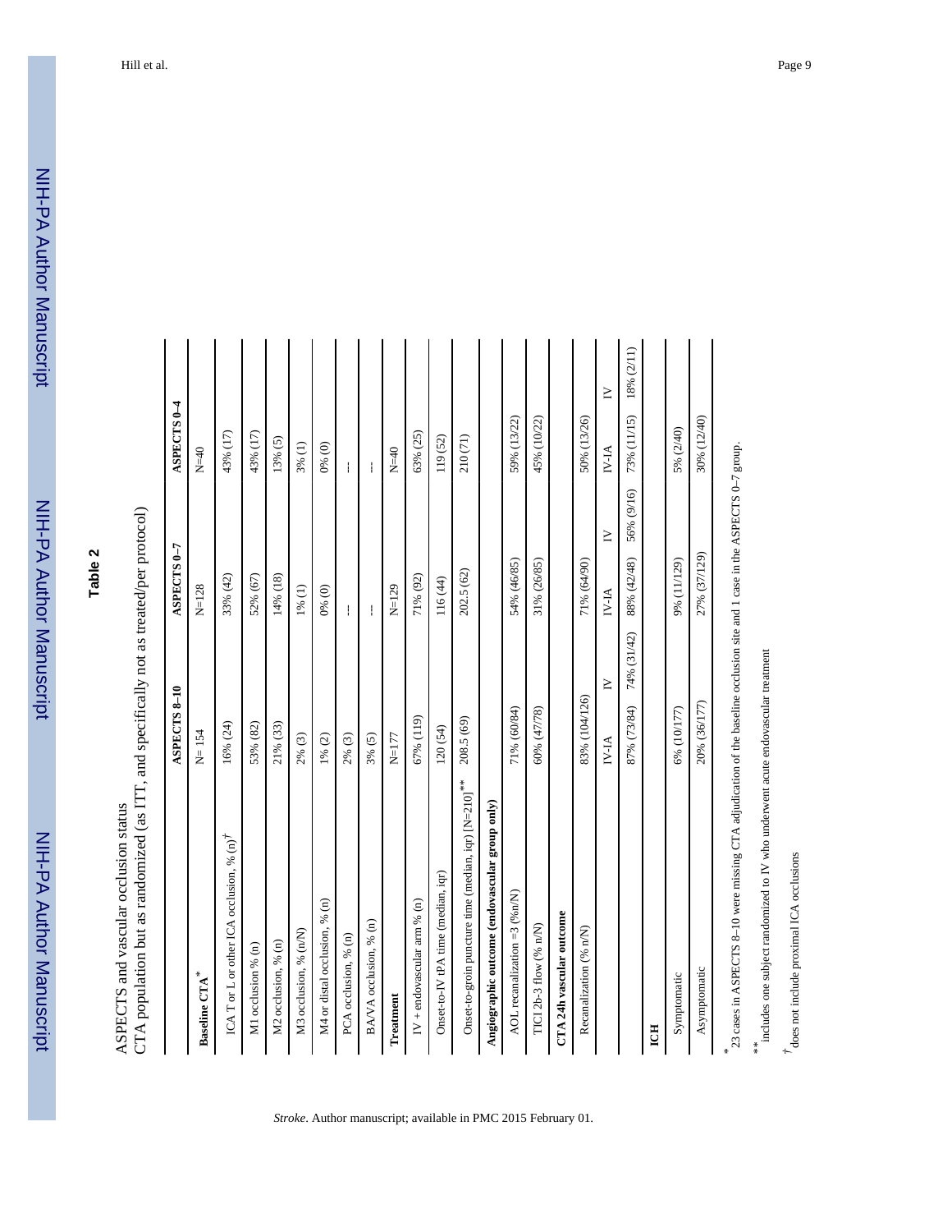## Table 2

ASPECTS and vascular occlusion status

CTA population but as randomized (as ITT, and specifically not as treated/per protocol)

| | ASPECTS 8–10 | | ASPECTS 0–7 | | ASPECTS 0–4 | |
|---|---|---|---|---|---|---|
| **Baseline CTA*** | N= 154 | | N=128 | | N=40 | |
| ICA T or L or other ICA occlusion, % (n)[†] | 16% (24) | | 33% (42) | | 43% (17) | |
| M1 occlusion % (n) | 53% (82) | | 52% (67) | | 43% (17) | |
| M2 occlusion, % (n) | 21% (33) | | 14% (18) | | 13% (5) | |
| M3 occlusion, % (n/N) | 2% (3) | | 1% (1) | | 3% (1) | |
| M4 or distal occlusion, % (n) | 1% (2) | | 0% (0) | | 0% (0) | |
| PCA occlusion, % (n) | 2% (3) | | --- | | --- | |
| BA/VA occlusion, % (n) | 3% (5) | | --- | | --- | |
| **Treatment** | N=177 | | N=129 | | N=40 | |
| IV + endovascular arm % (n) | 67% (119) | | 71% (92) | | 63% (25) | |
| Onset-to-IV tPA time (median, iqr) | 120 (54) | | 116 (44) | | 119 (52) | |
| Onset-to-groin puncture time (median, iqr) [N=210]** | 208.5 (69) | | 202.5 (62) | | 210 (71) | |
| **Angiographic outcome (endovascular group only)** | | | | | | |
| AOL recanalization =3 (%n/N) | 71% (60/84) | | 54% (46/85) | | 59% (13/22) | |
| TICI 2b-3 flow (% n/N) | 60% (47/78) | | 31% (26/85) | | 45% (10/22) | |
| **CTA 24h vascular outcome** | | | | | | |
| Recanalization (% n/N) | 83% (104/126) | | 71% (64/90) | | 50% (13/26) | |
| | IV-IA | IV | IV-IA | IV | IV-IA | IV |
| | 87% (73/84) | 74% (31/42) | 88% (42/48) | 56% (9/16) | 73% (11/15) | 18% (2/11) |
| **ICH** | | | | | | |
| Symptomatic | 6% (10/177) | | 9% (11/129) | | 5% (2/40) | |
| Asymptomatic | 20% (36/177) | | 27% (37/129) | | 30% (12/40) | |

\* 23 cases in ASPECTS 8–10 were missing CTA adjudication of the baseline occlusion site and 1 case in the ASPECTS 0–7 group.

\*\* includes one subject randomized to IV who underwent acute endovascular treatment

† does not include proximal ICA occlusions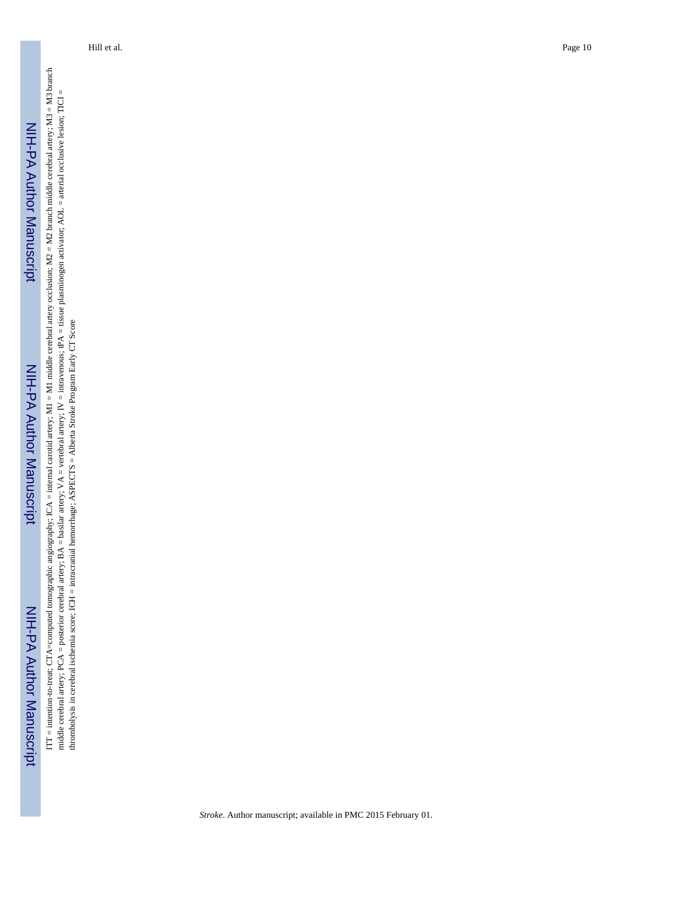ITT = intention-to-treat; CTA=computed tomographic angiography; ICA = internal carotid artery; M1 = M1 middle cerebral artery occlusion; M2 = M2 branch middle cerebral artery; M3 = M3 branch middle cerebral artery; PCA = posterior cerebral artery; BA = basilar artery; VA = vertebral artery; IV = intravenous; tPA = tissue plasminogen activator; AOL = arterial occlusive lesion; TICI = thrombolysis in cerebral ischemia score; ICH = intracranial hemorrhage; ASPECTS = Alberta Stroke Program Early CT Score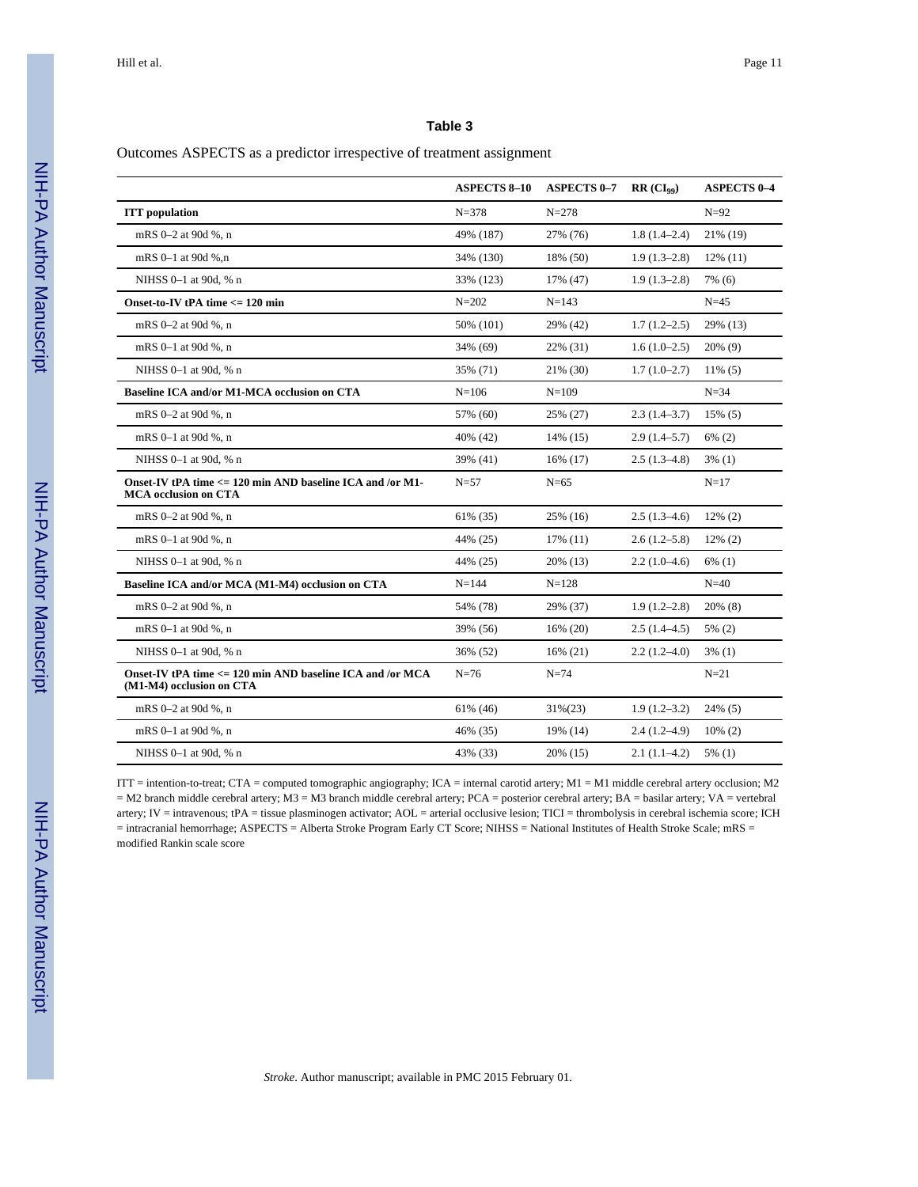## Table 3

Outcomes ASPECTS as a predictor irrespective of treatment assignment

| | ASPECTS 8–10 | ASPECTS 0–7 | RR ($CI_{99}$) | ASPECTS 0–4 |
|---|---|---|---|---|
| **ITT population** | N=378 | N=278 | | N=92 |
| mRS 0–2 at 90d %, n | 49% (187) | 27% (76) | 1.8 (1.4–2.4) | 21% (19) |
| mRS 0–1 at 90d %,n | 34% (130) | 18% (50) | 1.9 (1.3–2.8) | 12% (11) |
| NIHSS 0–1 at 90d, % n | 33% (123) | 17% (47) | 1.9 (1.3–2.8) | 7% (6) |
| **Onset-to-IV tPA time <= 120 min** | N=202 | N=143 | | N=45 |
| mRS 0–2 at 90d %, n | 50% (101) | 29% (42) | 1.7 (1.2–2.5) | 29% (13) |
| mRS 0–1 at 90d %, n | 34% (69) | 22% (31) | 1.6 (1.0–2.5) | 20% (9) |
| NIHSS 0–1 at 90d, % n | 35% (71) | 21% (30) | 1.7 (1.0–2.7) | 11% (5) |
| **Baseline ICA and/or M1-MCA occlusion on CTA** | N=106 | N=109 | | N=34 |
| mRS 0–2 at 90d %, n | 57% (60) | 25% (27) | 2.3 (1.4–3.7) | 15% (5) |
| mRS 0–1 at 90d %, n | 40% (42) | 14% (15) | 2.9 (1.4–5.7) | 6% (2) |
| NIHSS 0–1 at 90d, % n | 39% (41) | 16% (17) | 2.5 (1.3–4.8) | 3% (1) |
| **Onset-IV tPA time <= 120 min AND baseline ICA and /or M1-MCA occlusion on CTA** | N=57 | N=65 | | N=17 |
| mRS 0–2 at 90d %, n | 61% (35) | 25% (16) | 2.5 (1.3–4.6) | 12% (2) |
| mRS 0–1 at 90d %, n | 44% (25) | 17% (11) | 2.6 (1.2–5.8) | 12% (2) |
| NIHSS 0–1 at 90d, % n | 44% (25) | 20% (13) | 2.2 (1.0–4.6) | 6% (1) |
| **Baseline ICA and/or MCA (M1-M4) occlusion on CTA** | N=144 | N=128 | | N=40 |
| mRS 0–2 at 90d %, n | 54% (78) | 29% (37) | 1.9 (1.2–2.8) | 20% (8) |
| mRS 0–1 at 90d %, n | 39% (56) | 16% (20) | 2.5 (1.4–4.5) | 5% (2) |
| NIHSS 0–1 at 90d, % n | 36% (52) | 16% (21) | 2.2 (1.2–4.0) | 3% (1) |
| **Onset-IV tPA time <= 120 min AND baseline ICA and /or MCA (M1-M4) occlusion on CTA** | N=76 | N=74 | | N=21 |
| mRS 0–2 at 90d %, n | 61% (46) | 31%(23) | 1.9 (1.2–3.2) | 24% (5) |
| mRS 0–1 at 90d %, n | 46% (35) | 19% (14) | 2.4 (1.2–4.9) | 10% (2) |
| NIHSS 0–1 at 90d, % n | 43% (33) | 20% (15) | 2.1 (1.1–4.2) | 5% (1) |

ITT = intention-to-treat; CTA = computed tomographic angiography; ICA = internal carotid artery; M1 = M1 middle cerebral artery occlusion; M2 = M2 branch middle cerebral artery; M3 = M3 branch middle cerebral artery; PCA = posterior cerebral artery; BA = basilar artery; VA = vertebral artery; IV = intravenous; tPA = tissue plasminogen activator; AOL = arterial occlusive lesion; TICI = thrombolysis in cerebral ischemia score; ICH = intracranial hemorrhage; ASPECTS = Alberta Stroke Program Early CT Score; NIHSS = National Institutes of Health Stroke Scale; mRS = modified Rankin scale score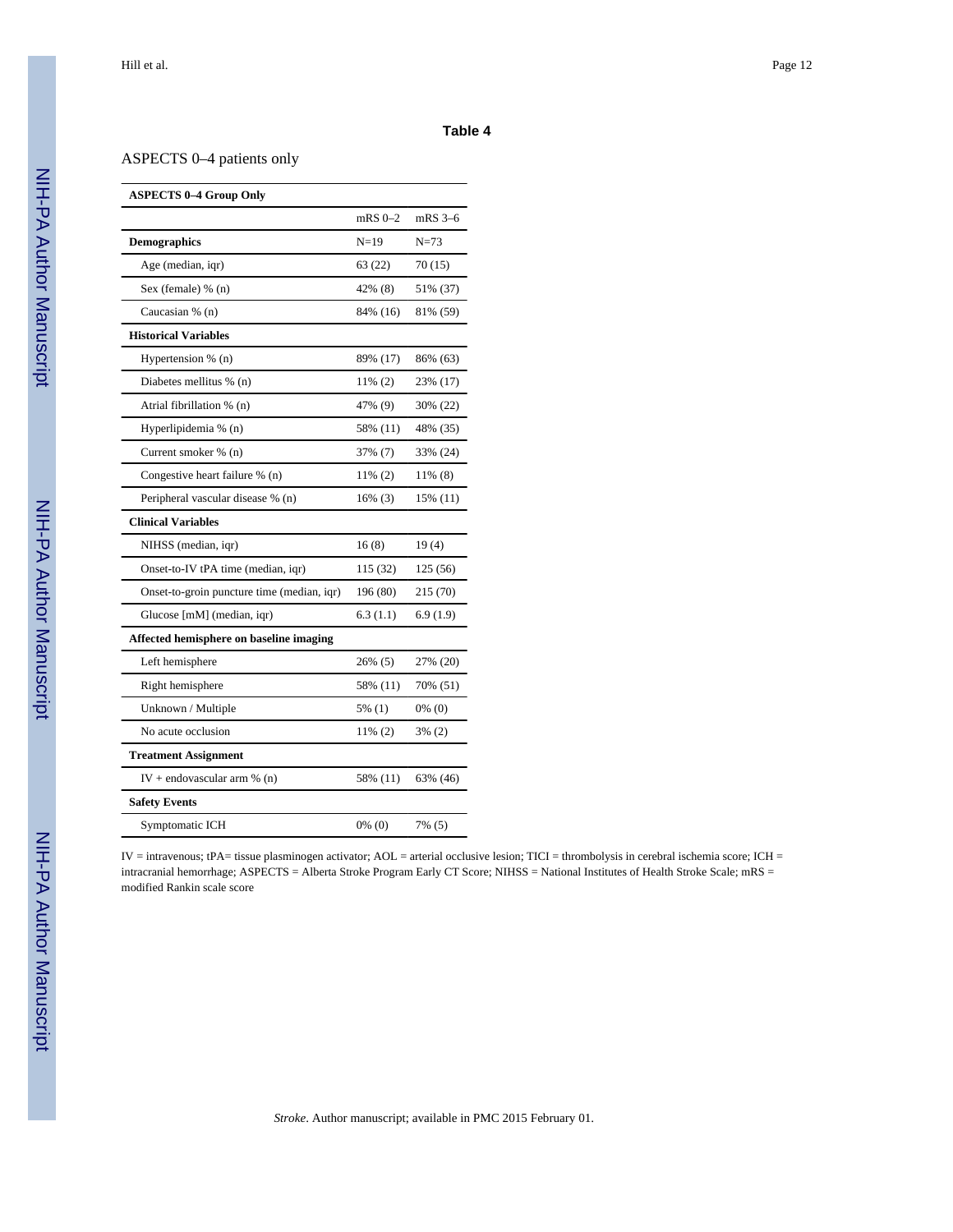**Table 4**

ASPECTS 0–4 patients only

| **ASPECTS 0–4 Group Only** | | |
|---|---|---|
| | mRS 0–2 | mRS 3–6 |
| **Demographics** | N=19 | N=73 |
| Age (median, iqr) | 63 (22) | 70 (15) |
| Sex (female) % (n) | 42% (8) | 51% (37) |
| Caucasian % (n) | 84% (16) | 81% (59) |
| **Historical Variables** | | |
| Hypertension % (n) | 89% (17) | 86% (63) |
| Diabetes mellitus % (n) | 11% (2) | 23% (17) |
| Atrial fibrillation % (n) | 47% (9) | 30% (22) |
| Hyperlipidemia % (n) | 58% (11) | 48% (35) |
| Current smoker % (n) | 37% (7) | 33% (24) |
| Congestive heart failure % (n) | 11% (2) | 11% (8) |
| Peripheral vascular disease % (n) | 16% (3) | 15% (11) |
| **Clinical Variables** | | |
| NIHSS (median, iqr) | 16 (8) | 19 (4) |
| Onset-to-IV tPA time (median, iqr) | 115 (32) | 125 (56) |
| Onset-to-groin puncture time (median, iqr) | 196 (80) | 215 (70) |
| Glucose [mM] (median, iqr) | 6.3 (1.1) | 6.9 (1.9) |
| **Affected hemisphere on baseline imaging** | | |
| Left hemisphere | 26% (5) | 27% (20) |
| Right hemisphere | 58% (11) | 70% (51) |
| Unknown / Multiple | 5% (1) | 0% (0) |
| No acute occlusion | 11% (2) | 3% (2) |
| **Treatment Assignment** | | |
| IV + endovascular arm % (n) | 58% (11) | 63% (46) |
| **Safety Events** | | |
| Symptomatic ICH | 0% (0) | 7% (5) |

IV = intravenous; tPA= tissue plasminogen activator; AOL = arterial occlusive lesion; TICI = thrombolysis in cerebral ischemia score; ICH = intracranial hemorrhage; ASPECTS = Alberta Stroke Program Early CT Score; NIHSS = National Institutes of Health Stroke Scale; mRS = modified Rankin scale score